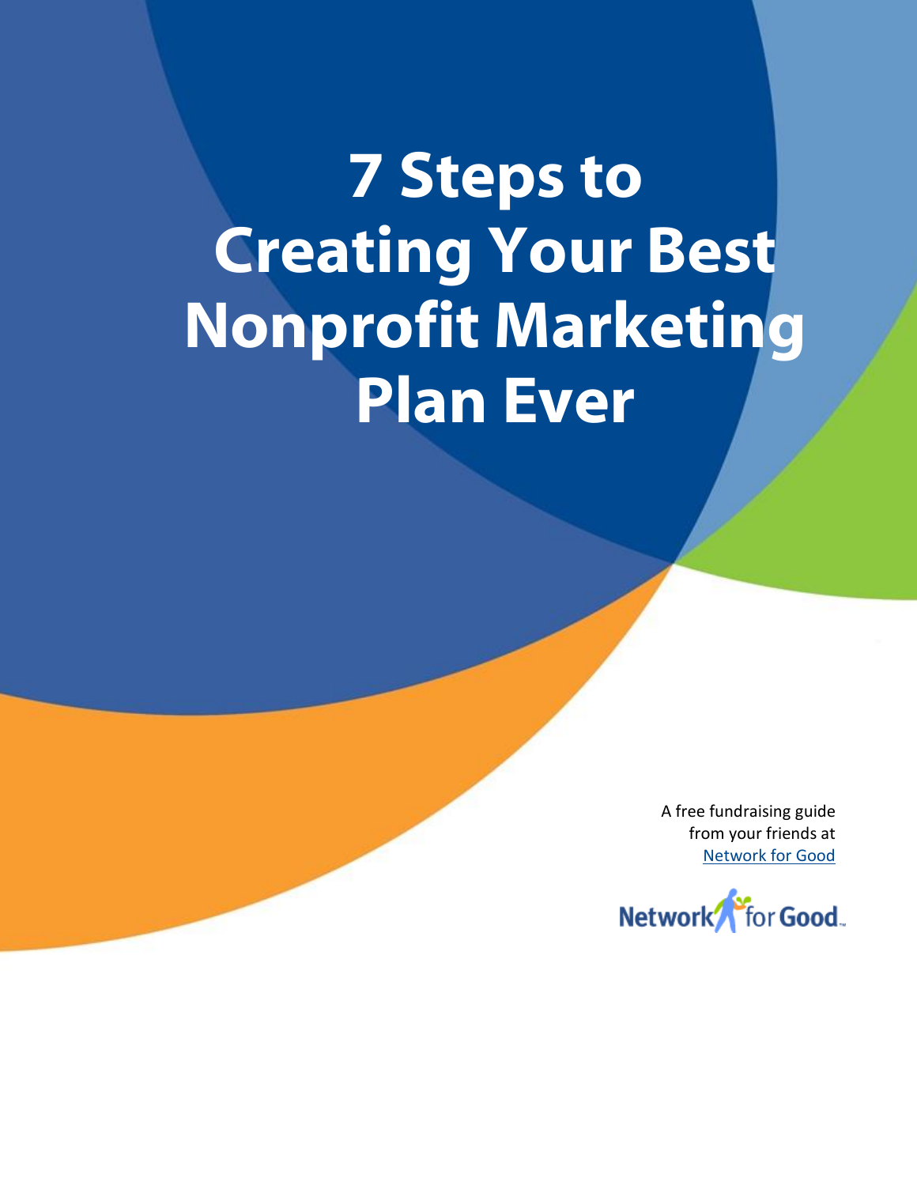# 7 Steps to Creating Your Best Nonprofit Marketing Plan Ever

A free fundraising guide from your friends at [Network for Good]

Network for Good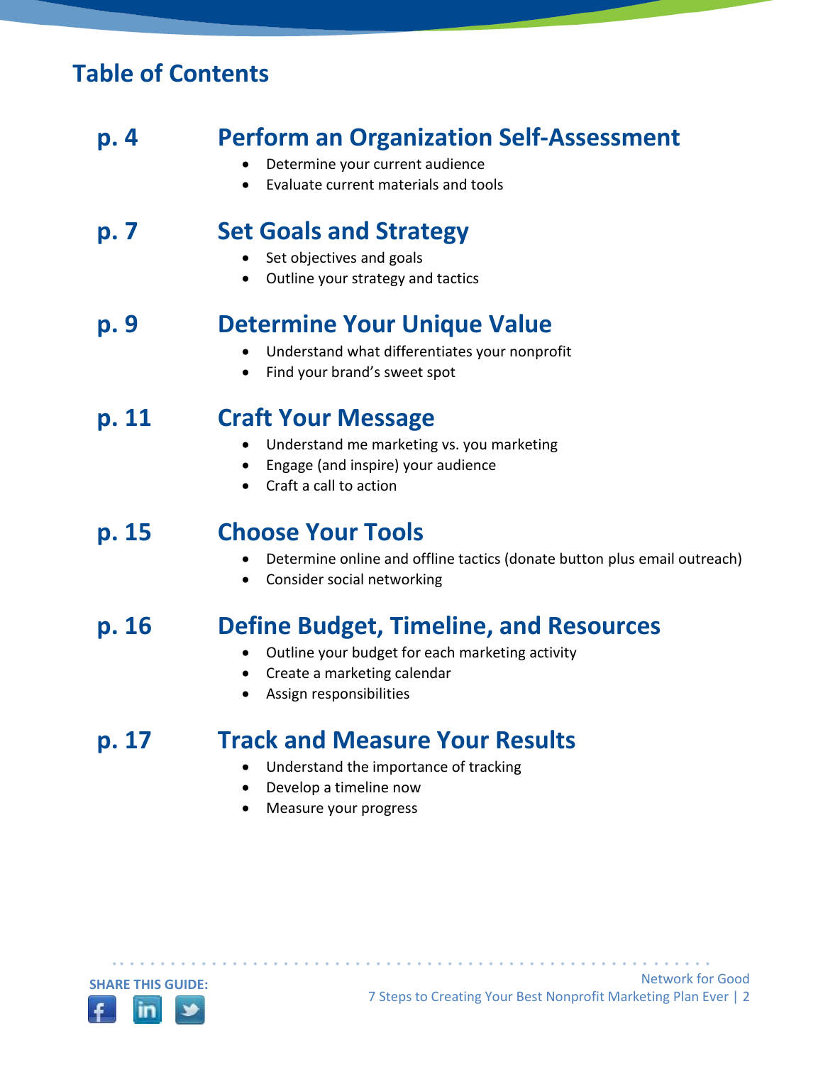# Table of Contents

## p. 4 Perform an Organization Self-Assessment

- Determine your current audience
- Evaluate current materials and tools

## p. 7 Set Goals and Strategy

- Set objectives and goals
- Outline your strategy and tactics

## p. 9 Determine Your Unique Value

- Understand what differentiates your nonprofit
- Find your brand's sweet spot

## p. 11 Craft Your Message

- Understand me marketing vs. you marketing
- Engage (and inspire) your audience
- Craft a call to action

## p. 15 Choose Your Tools

- Determine online and offline tactics (donate button plus email outreach)
- Consider social networking

## p. 16 Define Budget, Timeline, and Resources

- Outline your budget for each marketing activity
- Create a marketing calendar
- Assign responsibilities

## p. 17 Track and Measure Your Results

- Understand the importance of tracking
- Develop a timeline now
- Measure your progress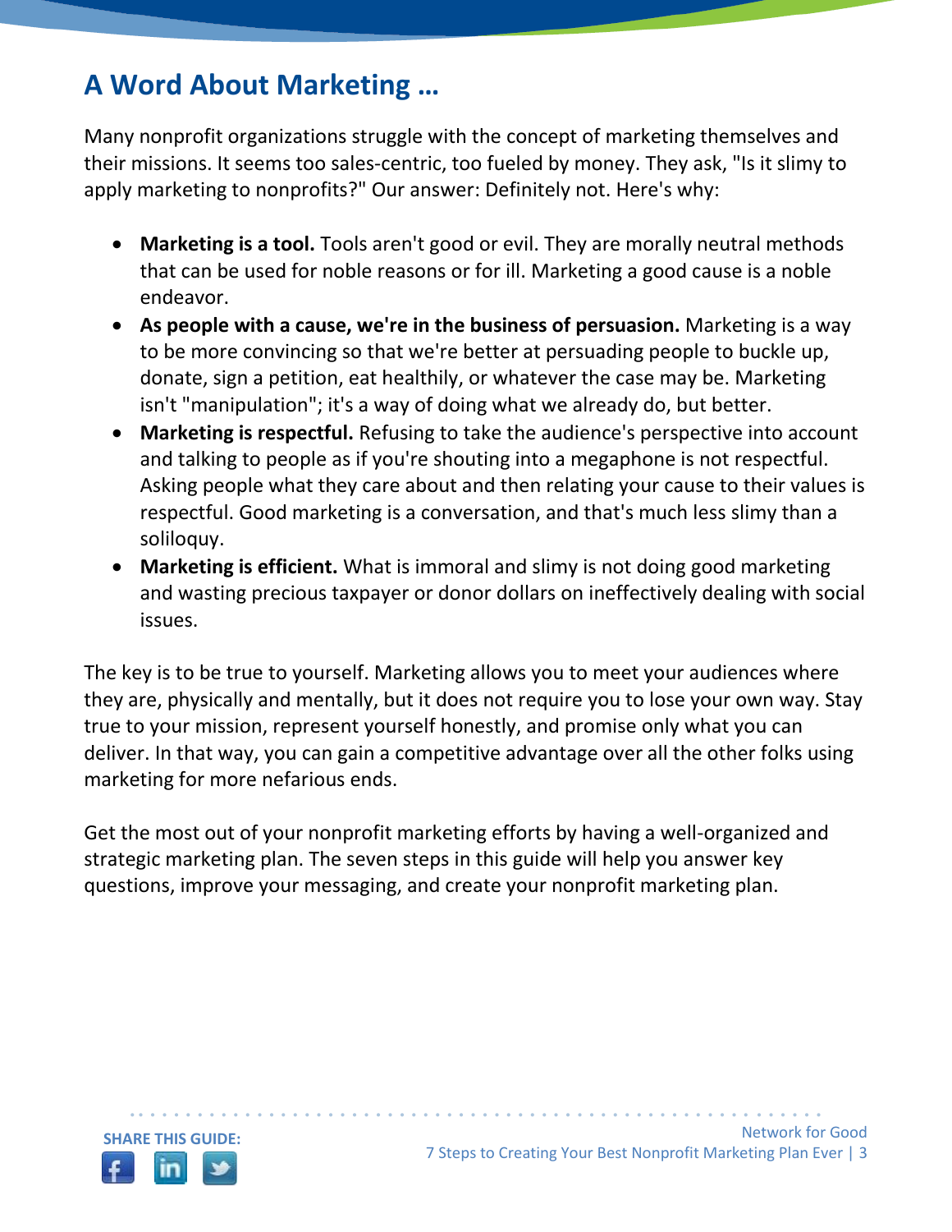## A Word About Marketing …

Many nonprofit organizations struggle with the concept of marketing themselves and their missions. It seems too sales-centric, too fueled by money. They ask, "Is it slimy to apply marketing to nonprofits?" Our answer: Definitely not. Here's why:

- **Marketing is a tool.** Tools aren't good or evil. They are morally neutral methods that can be used for noble reasons or for ill. Marketing a good cause is a noble endeavor.
- **As people with a cause, we're in the business of persuasion.** Marketing is a way to be more convincing so that we're better at persuading people to buckle up, donate, sign a petition, eat healthily, or whatever the case may be. Marketing isn't "manipulation"; it's a way of doing what we already do, but better.
- **Marketing is respectful.** Refusing to take the audience's perspective into account and talking to people as if you're shouting into a megaphone is not respectful. Asking people what they care about and then relating your cause to their values is respectful. Good marketing is a conversation, and that's much less slimy than a soliloquy.
- **Marketing is efficient.** What is immoral and slimy is not doing good marketing and wasting precious taxpayer or donor dollars on ineffectively dealing with social issues.

The key is to be true to yourself. Marketing allows you to meet your audiences where they are, physically and mentally, but it does not require you to lose your own way. Stay true to your mission, represent yourself honestly, and promise only what you can deliver. In that way, you can gain a competitive advantage over all the other folks using marketing for more nefarious ends.

Get the most out of your nonprofit marketing efforts by having a well-organized and strategic marketing plan. The seven steps in this guide will help you answer key questions, improve your messaging, and create your nonprofit marketing plan.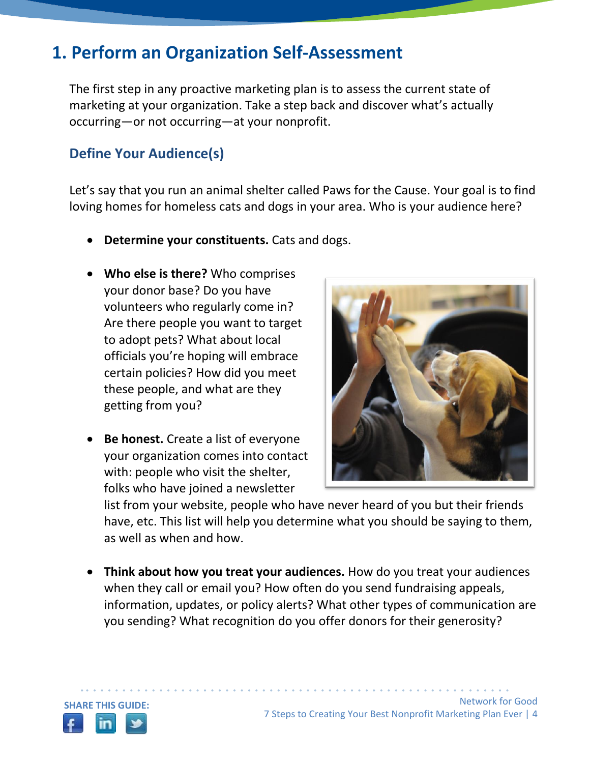# 1. Perform an Organization Self-Assessment

The first step in any proactive marketing plan is to assess the current state of marketing at your organization. Take a step back and discover what's actually occurring—or not occurring—at your nonprofit.

## Define Your Audience(s)

Let's say that you run an animal shelter called Paws for the Cause. Your goal is to find loving homes for homeless cats and dogs in your area. Who is your audience here?

- **Determine your constituents.** Cats and dogs.
- **Who else is there?** Who comprises your donor base? Do you have volunteers who regularly come in? Are there people you want to target to adopt pets? What about local officials you're hoping will embrace certain policies? How did you meet these people, and what are they getting from you?
- **Be honest.** Create a list of everyone your organization comes into contact with: people who visit the shelter, folks who have joined a newsletter list from your website, people who have never heard of you but their friends have, etc. This list will help you determine what you should be saying to them, as well as when and how.
- **Think about how you treat your audiences.** How do you treat your audiences when they call or email you? How often do you send fundraising appeals, information, updates, or policy alerts? What other types of communication are you sending? What recognition do you offer donors for their generosity?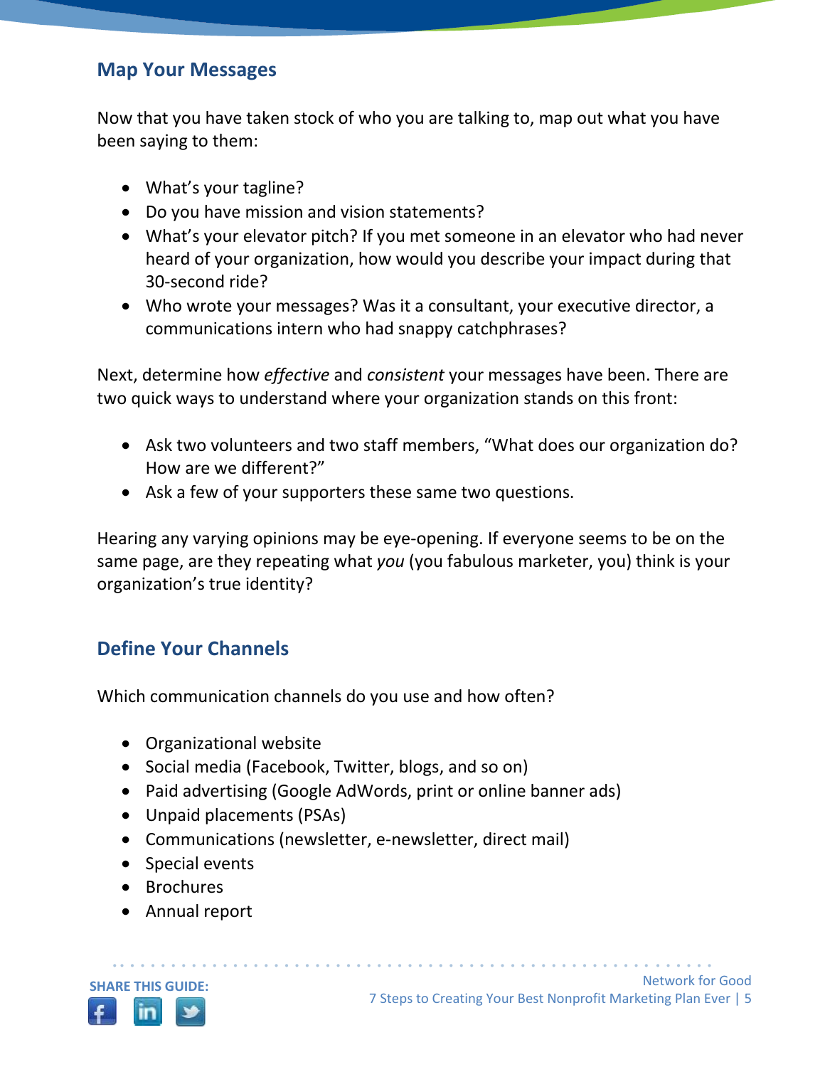## Map Your Messages

Now that you have taken stock of who you are talking to, map out what you have been saying to them:

- What's your tagline?
- Do you have mission and vision statements?
- What's your elevator pitch? If you met someone in an elevator who had never heard of your organization, how would you describe your impact during that 30-second ride?
- Who wrote your messages? Was it a consultant, your executive director, a communications intern who had snappy catchphrases?

Next, determine how *effective* and *consistent* your messages have been. There are two quick ways to understand where your organization stands on this front:

- Ask two volunteers and two staff members, "What does our organization do? How are we different?"
- Ask a few of your supporters these same two questions.

Hearing any varying opinions may be eye-opening. If everyone seems to be on the same page, are they repeating what *you* (you fabulous marketer, you) think is your organization's true identity?

## Define Your Channels

Which communication channels do you use and how often?

- Organizational website
- Social media (Facebook, Twitter, blogs, and so on)
- Paid advertising (Google AdWords, print or online banner ads)
- Unpaid placements (PSAs)
- Communications (newsletter, e-newsletter, direct mail)
- Special events
- Brochures
- Annual report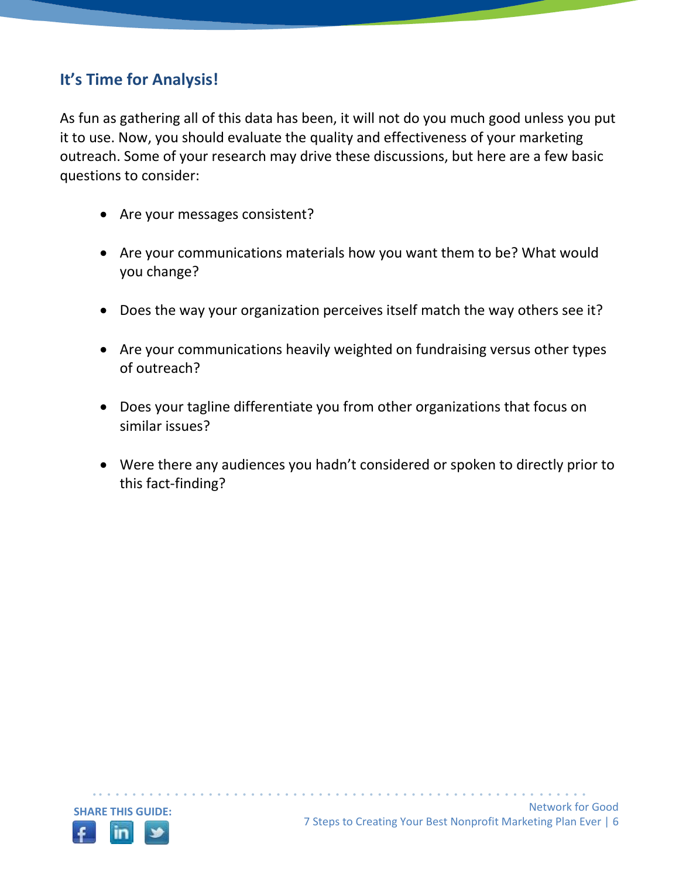## It's Time for Analysis!

As fun as gathering all of this data has been, it will not do you much good unless you put it to use. Now, you should evaluate the quality and effectiveness of your marketing outreach. Some of your research may drive these discussions, but here are a few basic questions to consider:

- Are your messages consistent?
- Are your communications materials how you want them to be? What would you change?
- Does the way your organization perceives itself match the way others see it?
- Are your communications heavily weighted on fundraising versus other types of outreach?
- Does your tagline differentiate you from other organizations that focus on similar issues?
- Were there any audiences you hadn't considered or spoken to directly prior to this fact-finding?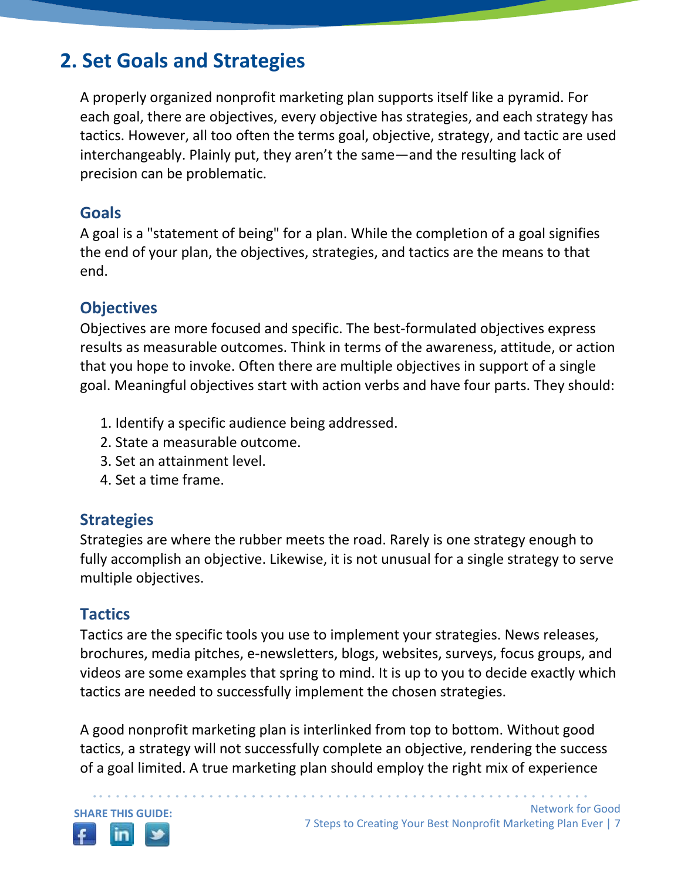## 2. Set Goals and Strategies

A properly organized nonprofit marketing plan supports itself like a pyramid. For each goal, there are objectives, every objective has strategies, and each strategy has tactics. However, all too often the terms goal, objective, strategy, and tactic are used interchangeably. Plainly put, they aren't the same—and the resulting lack of precision can be problematic.

### Goals

A goal is a "statement of being" for a plan. While the completion of a goal signifies the end of your plan, the objectives, strategies, and tactics are the means to that end.

### Objectives

Objectives are more focused and specific. The best-formulated objectives express results as measurable outcomes. Think in terms of the awareness, attitude, or action that you hope to invoke. Often there are multiple objectives in support of a single goal. Meaningful objectives start with action verbs and have four parts. They should:

1. Identify a specific audience being addressed.
2. State a measurable outcome.
3. Set an attainment level.
4. Set a time frame.

### Strategies

Strategies are where the rubber meets the road. Rarely is one strategy enough to fully accomplish an objective. Likewise, it is not unusual for a single strategy to serve multiple objectives.

### Tactics

Tactics are the specific tools you use to implement your strategies. News releases, brochures, media pitches, e-newsletters, blogs, websites, surveys, focus groups, and videos are some examples that spring to mind. It is up to you to decide exactly which tactics are needed to successfully implement the chosen strategies.

A good nonprofit marketing plan is interlinked from top to bottom. Without good tactics, a strategy will not successfully complete an objective, rendering the success of a goal limited. A true marketing plan should employ the right mix of experience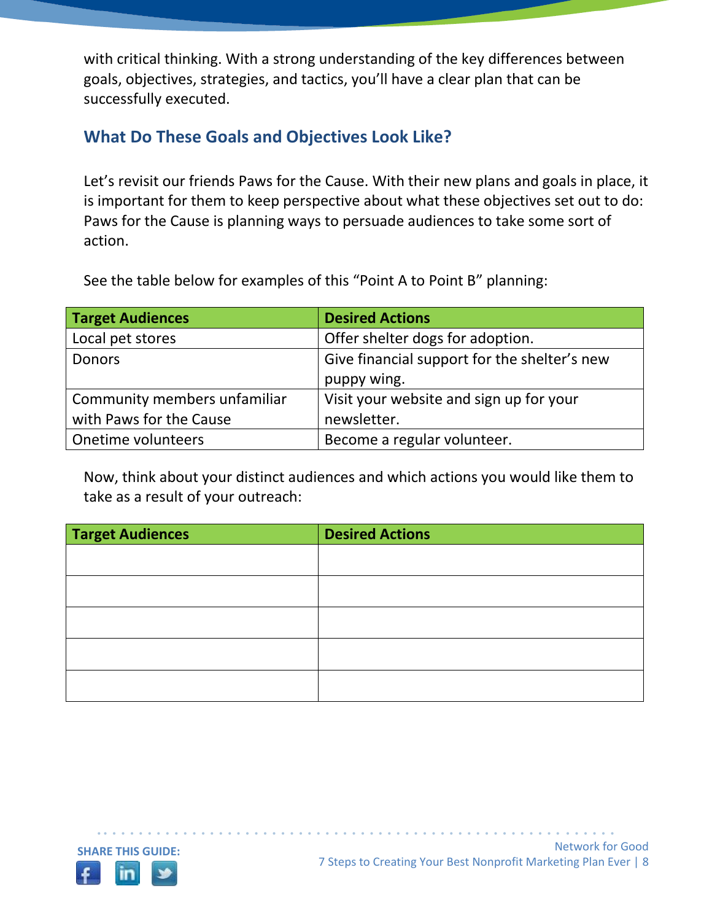with critical thinking. With a strong understanding of the key differences between goals, objectives, strategies, and tactics, you'll have a clear plan that can be successfully executed.

## What Do These Goals and Objectives Look Like?

Let's revisit our friends Paws for the Cause. With their new plans and goals in place, it is important for them to keep perspective about what these objectives set out to do: Paws for the Cause is planning ways to persuade audiences to take some sort of action.

See the table below for examples of this "Point A to Point B" planning:

| Target Audiences | Desired Actions |
| --- | --- |
| Local pet stores | Offer shelter dogs for adoption. |
| Donors | Give financial support for the shelter's new puppy wing. |
| Community members unfamiliar with Paws for the Cause | Visit your website and sign up for your newsletter. |
| Onetime volunteers | Become a regular volunteer. |

Now, think about your distinct audiences and which actions you would like them to take as a result of your outreach:

| Target Audiences | Desired Actions |
| --- | --- |
| | |
| | |
| | |
| | |
| | |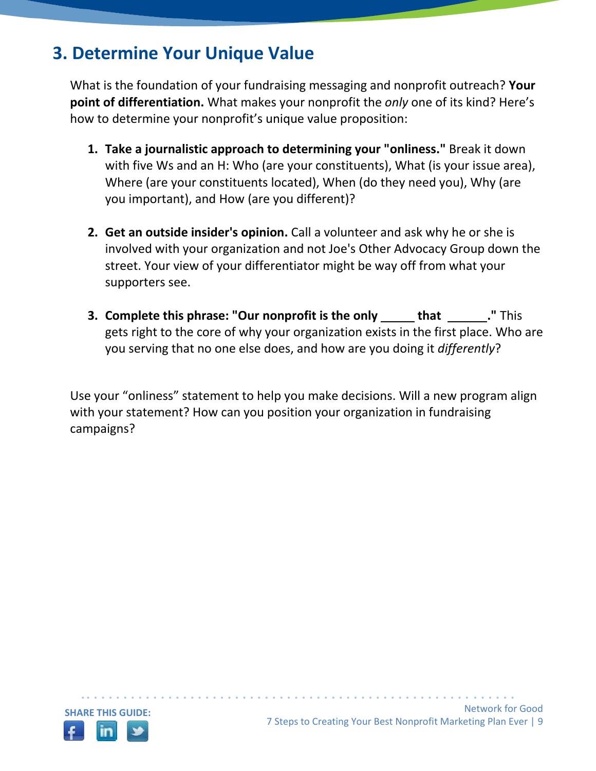## 3. Determine Your Unique Value

What is the foundation of your fundraising messaging and nonprofit outreach? **Your point of differentiation.** What makes your nonprofit the *only* one of its kind? Here's how to determine your nonprofit's unique value proposition:

1. **Take a journalistic approach to determining your "onliness."** Break it down with five Ws and an H: Who (are your constituents), What (is your issue area), Where (are your constituents located), When (do they need you), Why (are you important), and How (are you different)?

2. **Get an outside insider's opinion.** Call a volunteer and ask why he or she is involved with your organization and not Joe's Other Advocacy Group down the street. Your view of your differentiator might be way off from what your supporters see.

3. **Complete this phrase: "Our nonprofit is the only _____ that ______."** This gets right to the core of why your organization exists in the first place. Who are you serving that no one else does, and how are you doing it *differently*?

Use your "onliness" statement to help you make decisions. Will a new program align with your statement? How can you position your organization in fundraising campaigns?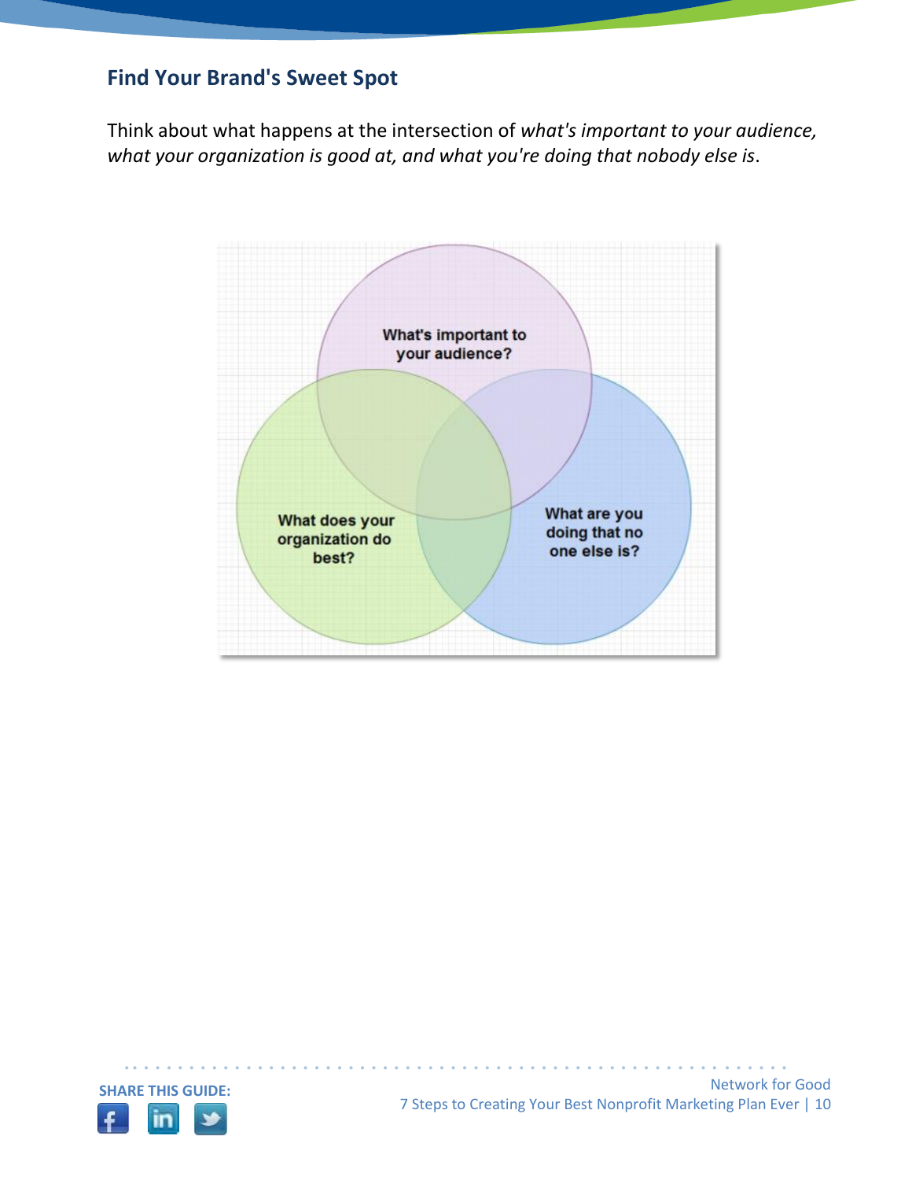## Find Your Brand's Sweet Spot

Think about what happens at the intersection of *what's important to your audience, what your organization is good at, and what you're doing that nobody else is*.

What's important to your audience?

What does your organization do best?

What are you doing that no one else is?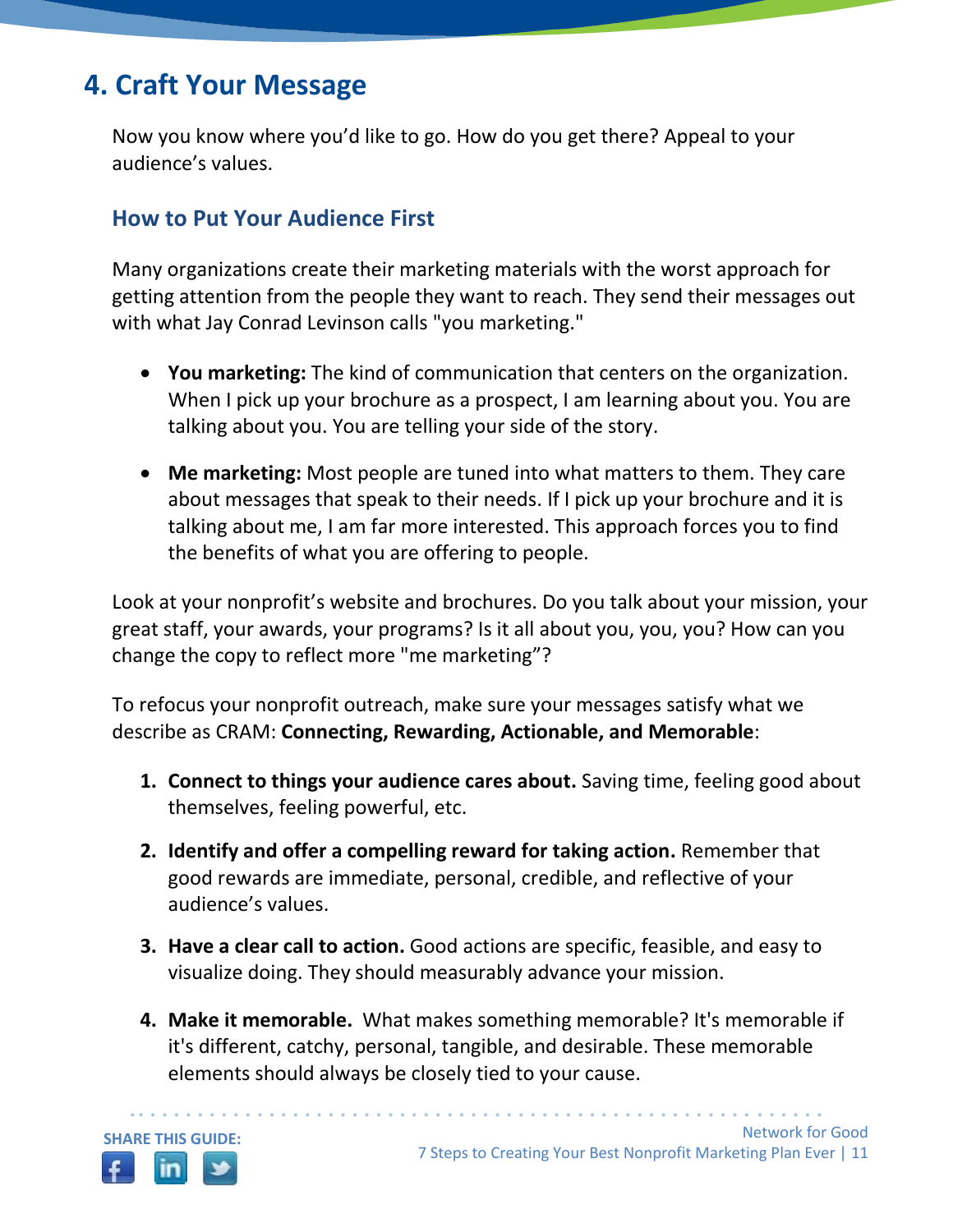## 4. Craft Your Message

Now you know where you'd like to go. How do you get there? Appeal to your audience's values.

### How to Put Your Audience First

Many organizations create their marketing materials with the worst approach for getting attention from the people they want to reach. They send their messages out with what Jay Conrad Levinson calls "you marketing."

- **You marketing:** The kind of communication that centers on the organization. When I pick up your brochure as a prospect, I am learning about you. You are talking about you. You are telling your side of the story.
- **Me marketing:** Most people are tuned into what matters to them. They care about messages that speak to their needs. If I pick up your brochure and it is talking about me, I am far more interested. This approach forces you to find the benefits of what you are offering to people.

Look at your nonprofit's website and brochures. Do you talk about your mission, your great staff, your awards, your programs? Is it all about you, you, you? How can you change the copy to reflect more "me marketing"?

To refocus your nonprofit outreach, make sure your messages satisfy what we describe as CRAM: **Connecting, Rewarding, Actionable, and Memorable**:

1. **Connect to things your audience cares about.** Saving time, feeling good about themselves, feeling powerful, etc.
2. **Identify and offer a compelling reward for taking action.** Remember that good rewards are immediate, personal, credible, and reflective of your audience's values.
3. **Have a clear call to action.** Good actions are specific, feasible, and easy to visualize doing. They should measurably advance your mission.
4. **Make it memorable.** What makes something memorable? It's memorable if it's different, catchy, personal, tangible, and desirable. These memorable elements should always be closely tied to your cause.

SHARE THIS GUIDE: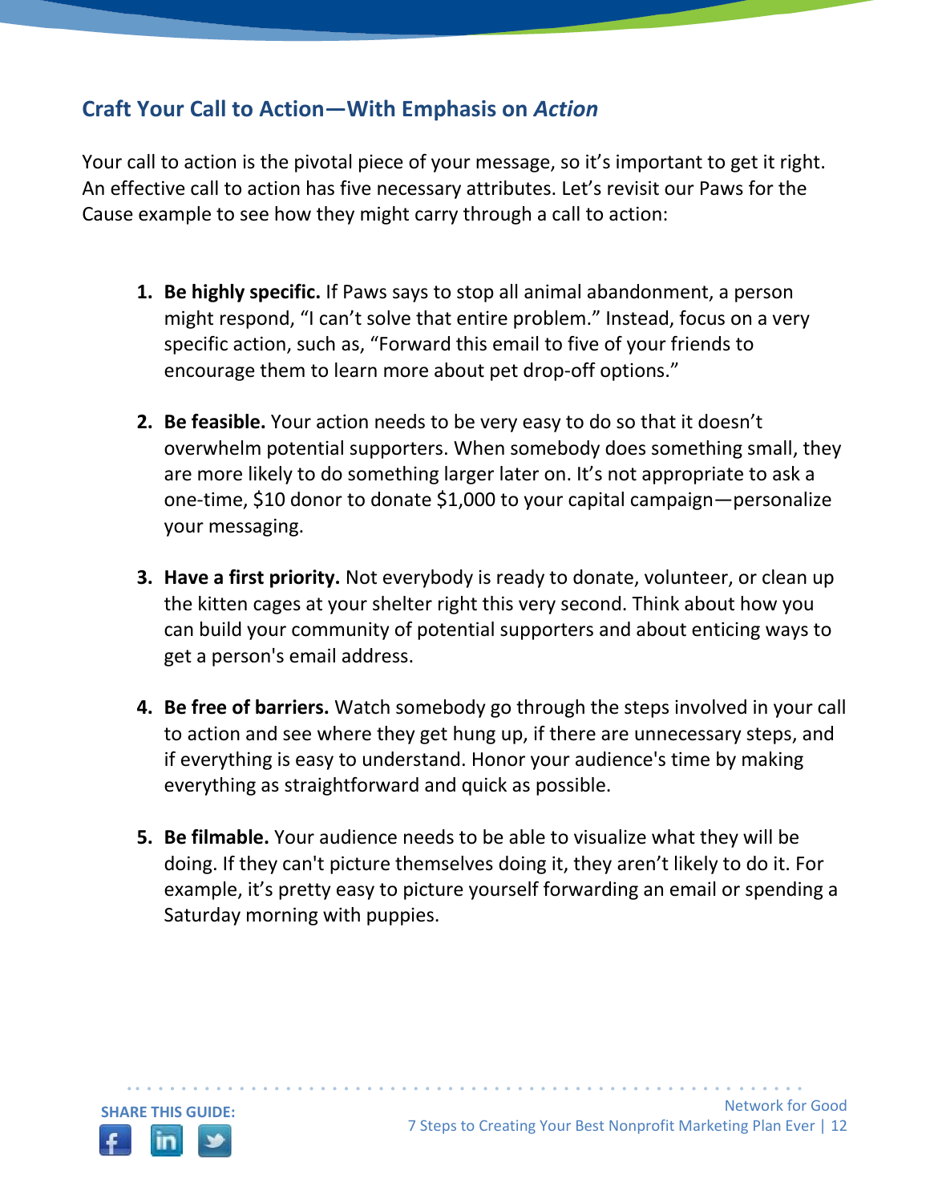## Craft Your Call to Action—With Emphasis on *Action*

Your call to action is the pivotal piece of your message, so it's important to get it right. An effective call to action has five necessary attributes. Let's revisit our Paws for the Cause example to see how they might carry through a call to action:

1. **Be highly specific.** If Paws says to stop all animal abandonment, a person might respond, "I can't solve that entire problem." Instead, focus on a very specific action, such as, "Forward this email to five of your friends to encourage them to learn more about pet drop-off options."

2. **Be feasible.** Your action needs to be very easy to do so that it doesn't overwhelm potential supporters. When somebody does something small, they are more likely to do something larger later on. It's not appropriate to ask a one-time, $10 donor to donate $1,000 to your capital campaign—personalize your messaging.

3. **Have a first priority.** Not everybody is ready to donate, volunteer, or clean up the kitten cages at your shelter right this very second. Think about how you can build your community of potential supporters and about enticing ways to get a person's email address.

4. **Be free of barriers.** Watch somebody go through the steps involved in your call to action and see where they get hung up, if there are unnecessary steps, and if everything is easy to understand. Honor your audience's time by making everything as straightforward and quick as possible.

5. **Be filmable.** Your audience needs to be able to visualize what they will be doing. If they can't picture themselves doing it, they aren't likely to do it. For example, it's pretty easy to picture yourself forwarding an email or spending a Saturday morning with puppies.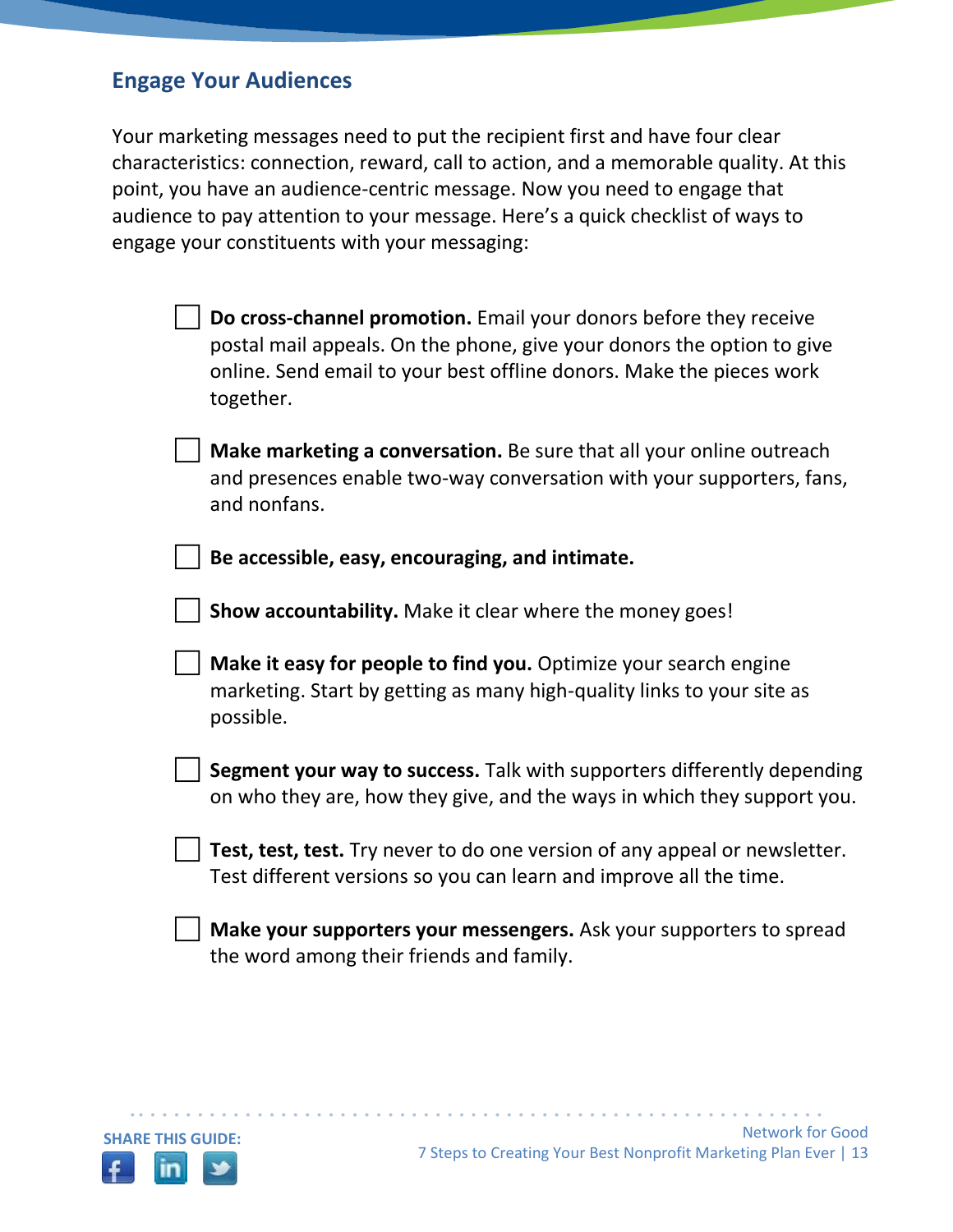## Engage Your Audiences

Your marketing messages need to put the recipient first and have four clear characteristics: connection, reward, call to action, and a memorable quality. At this point, you have an audience-centric message. Now you need to engage that audience to pay attention to your message. Here's a quick checklist of ways to engage your constituents with your messaging:

- [ ] **Do cross-channel promotion.** Email your donors before they receive postal mail appeals. On the phone, give your donors the option to give online. Send email to your best offline donors. Make the pieces work together.
- [ ] **Make marketing a conversation.** Be sure that all your online outreach and presences enable two-way conversation with your supporters, fans, and nonfans.
- [ ] **Be accessible, easy, encouraging, and intimate.**
- [ ] **Show accountability.** Make it clear where the money goes!
- [ ] **Make it easy for people to find you.** Optimize your search engine marketing. Start by getting as many high-quality links to your site as possible.
- [ ] **Segment your way to success.** Talk with supporters differently depending on who they are, how they give, and the ways in which they support you.
- [ ] **Test, test, test.** Try never to do one version of any appeal or newsletter. Test different versions so you can learn and improve all the time.
- [ ] **Make your supporters your messengers.** Ask your supporters to spread the word among their friends and family.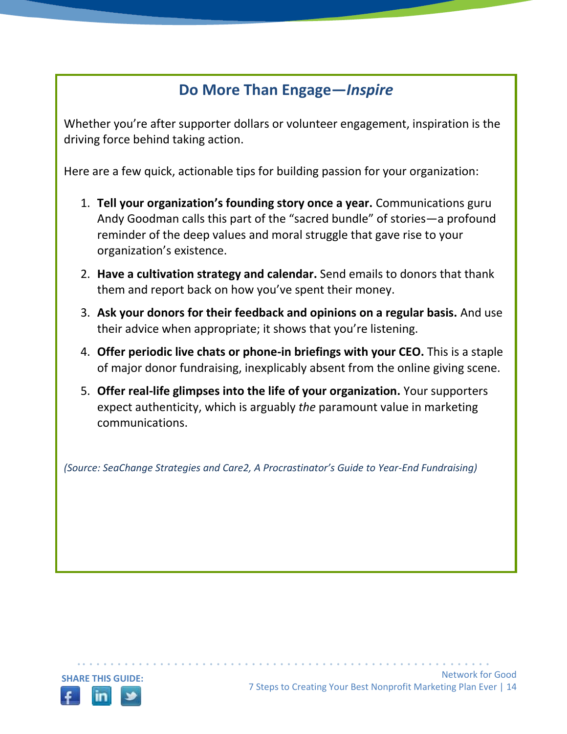## Do More Than Engage—*Inspire*

Whether you're after supporter dollars or volunteer engagement, inspiration is the driving force behind taking action.

Here are a few quick, actionable tips for building passion for your organization:

1. **Tell your organization's founding story once a year.** Communications guru Andy Goodman calls this part of the "sacred bundle" of stories—a profound reminder of the deep values and moral struggle that gave rise to your organization's existence.
2. **Have a cultivation strategy and calendar.** Send emails to donors that thank them and report back on how you've spent their money.
3. **Ask your donors for their feedback and opinions on a regular basis.** And use their advice when appropriate; it shows that you're listening.
4. **Offer periodic live chats or phone-in briefings with your CEO.** This is a staple of major donor fundraising, inexplicably absent from the online giving scene.
5. **Offer real-life glimpses into the life of your organization.** Your supporters expect authenticity, which is arguably *the* paramount value in marketing communications.

*(Source: SeaChange Strategies and Care2, A Procrastinator's Guide to Year-End Fundraising)*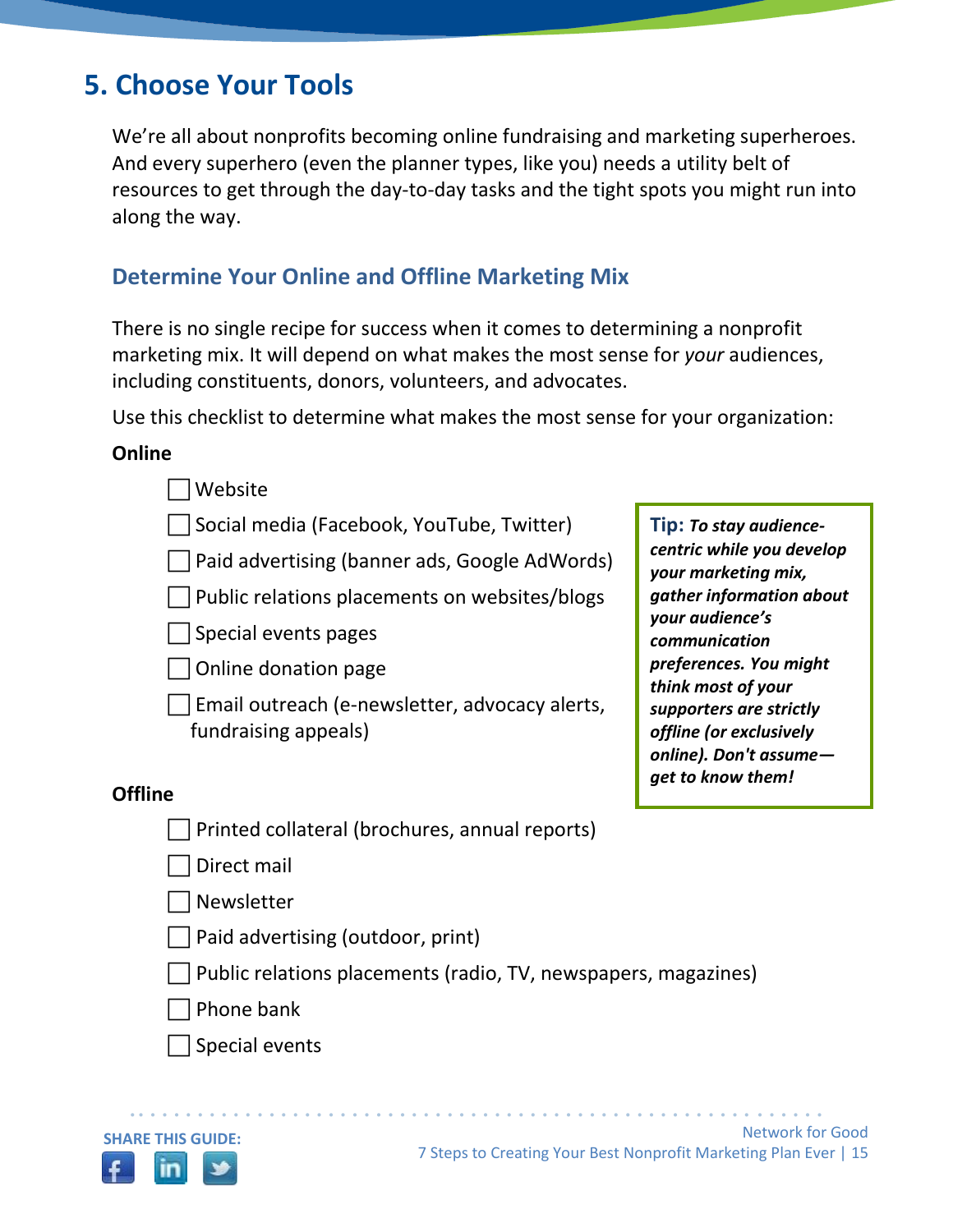## 5. Choose Your Tools

We're all about nonprofits becoming online fundraising and marketing superheroes. And every superhero (even the planner types, like you) needs a utility belt of resources to get through the day-to-day tasks and the tight spots you might run into along the way.

### Determine Your Online and Offline Marketing Mix

There is no single recipe for success when it comes to determining a nonprofit marketing mix. It will depend on what makes the most sense for *your* audiences, including constituents, donors, volunteers, and advocates.

Use this checklist to determine what makes the most sense for your organization:

**Online**

- [ ] Website
- [ ] Social media (Facebook, YouTube, Twitter)
- [ ] Paid advertising (banner ads, Google AdWords)
- [ ] Public relations placements on websites/blogs
- [ ] Special events pages
- [ ] Online donation page
- [ ] Email outreach (e-newsletter, advocacy alerts, fundraising appeals)

> **Tip:** ***To stay audience-centric while you develop your marketing mix, gather information about your audience's communication preferences. You might think most of your supporters are strictly offline (or exclusively online). Don't assume—get to know them!***

**Offline**

- [ ] Printed collateral (brochures, annual reports)
- [ ] Direct mail
- [ ] Newsletter
- [ ] Paid advertising (outdoor, print)
- [ ] Public relations placements (radio, TV, newspapers, magazines)
- [ ] Phone bank
- [ ] Special events

SHARE THIS GUIDE: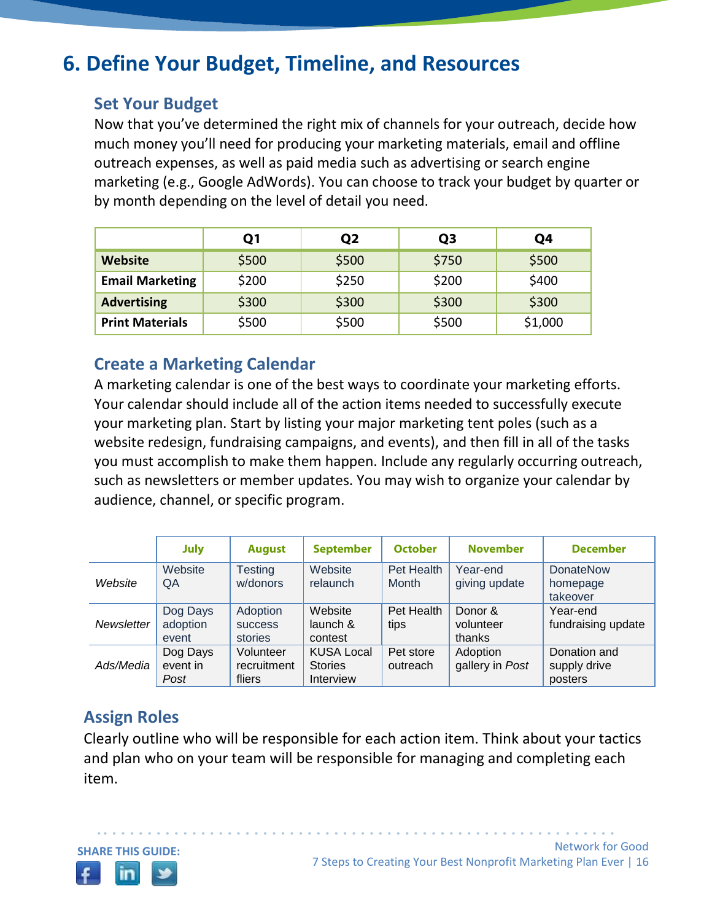# 6. Define Your Budget, Timeline, and Resources

## Set Your Budget

Now that you've determined the right mix of channels for your outreach, decide how much money you'll need for producing your marketing materials, email and offline outreach expenses, as well as paid media such as advertising or search engine marketing (e.g., Google AdWords). You can choose to track your budget by quarter or by month depending on the level of detail you need.

| | Q1 | Q2 | Q3 | Q4 |
|---|---|---|---|---|
| **Website** | $500 | $500 | $750 | $500 |
| **Email Marketing** | $200 | $250 | $200 | $400 |
| **Advertising** | $300 | $300 | $300 | $300 |
| **Print Materials** | $500 | $500 | $500 | $1,000 |

## Create a Marketing Calendar

A marketing calendar is one of the best ways to coordinate your marketing efforts. Your calendar should include all of the action items needed to successfully execute your marketing plan. Start by listing your major marketing tent poles (such as a website redesign, fundraising campaigns, and events), and then fill in all of the tasks you must accomplish to make them happen. Include any regularly occurring outreach, such as newsletters or member updates. You may wish to organize your calendar by audience, channel, or specific program.

| | July | August | September | October | November | December |
|---|---|---|---|---|---|---|
| *Website* | Website QA | Testing w/donors | Website relaunch | Pet Health Month | Year-end giving update | DonateNow homepage takeover |
| *Newsletter* | Dog Days adoption event | Adoption success stories | Website launch & contest | Pet Health tips | Donor & volunteer thanks | Year-end fundraising update |
| *Ads/Media* | Dog Days event in *Post* | Volunteer recruitment fliers | KUSA Local Stories Interview | Pet store outreach | Adoption gallery in *Post* | Donation and supply drive posters |

## Assign Roles

Clearly outline who will be responsible for each action item. Think about your tactics and plan who on your team will be responsible for managing and completing each item.

SHARE THIS GUIDE: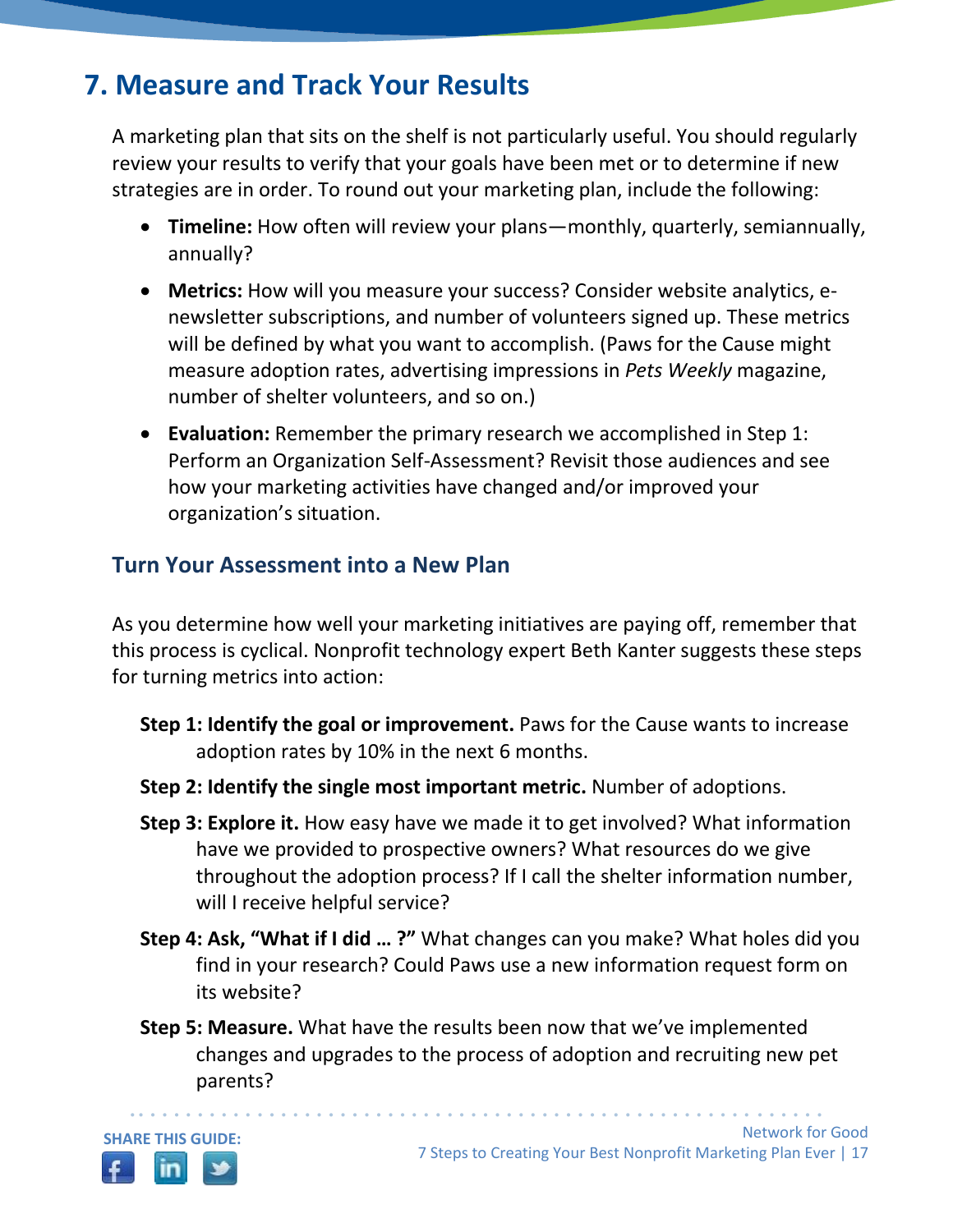## 7. Measure and Track Your Results

A marketing plan that sits on the shelf is not particularly useful. You should regularly review your results to verify that your goals have been met or to determine if new strategies are in order. To round out your marketing plan, include the following:

- **Timeline:** How often will review your plans—monthly, quarterly, semiannually, annually?
- **Metrics:** How will you measure your success? Consider website analytics, e-newsletter subscriptions, and number of volunteers signed up. These metrics will be defined by what you want to accomplish. (Paws for the Cause might measure adoption rates, advertising impressions in *Pets Weekly* magazine, number of shelter volunteers, and so on.)
- **Evaluation:** Remember the primary research we accomplished in Step 1: Perform an Organization Self-Assessment? Revisit those audiences and see how your marketing activities have changed and/or improved your organization's situation.

### Turn Your Assessment into a New Plan

As you determine how well your marketing initiatives are paying off, remember that this process is cyclical. Nonprofit technology expert Beth Kanter suggests these steps for turning metrics into action:

**Step 1: Identify the goal or improvement.** Paws for the Cause wants to increase adoption rates by 10% in the next 6 months.

**Step 2: Identify the single most important metric.** Number of adoptions.

**Step 3: Explore it.** How easy have we made it to get involved? What information have we provided to prospective owners? What resources do we give throughout the adoption process? If I call the shelter information number, will I receive helpful service?

**Step 4: Ask, "What if I did … ?"** What changes can you make? What holes did you find in your research? Could Paws use a new information request form on its website?

**Step 5: Measure.** What have the results been now that we've implemented changes and upgrades to the process of adoption and recruiting new pet parents?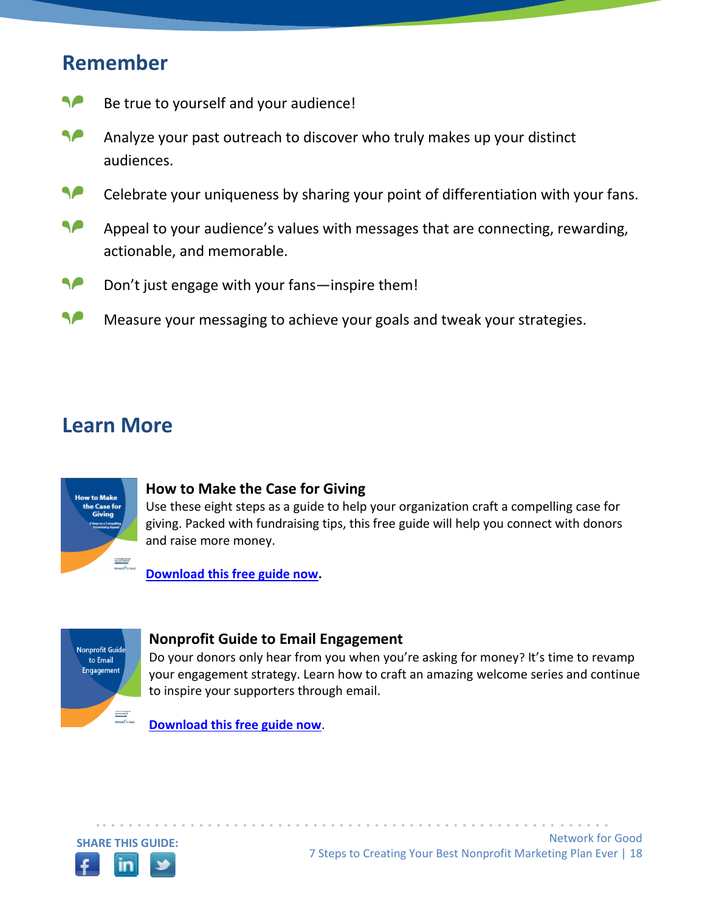## Remember

- Be true to yourself and your audience!
- Analyze your past outreach to discover who truly makes up your distinct audiences.
- Celebrate your uniqueness by sharing your point of differentiation with your fans.
- Appeal to your audience's values with messages that are connecting, rewarding, actionable, and memorable.
- Don't just engage with your fans—inspire them!
- Measure your messaging to achieve your goals and tweak your strategies.

## Learn More

### How to Make the Case for Giving

Use these eight steps as a guide to help your organization craft a compelling case for giving. Packed with fundraising tips, this free guide will help you connect with donors and raise more money.

**Download this free guide now.**

### Nonprofit Guide to Email Engagement

Do your donors only hear from you when you're asking for money? It's time to revamp your engagement strategy. Learn how to craft an amazing welcome series and continue to inspire your supporters through email.

**Download this free guide now.**

SHARE THIS GUIDE: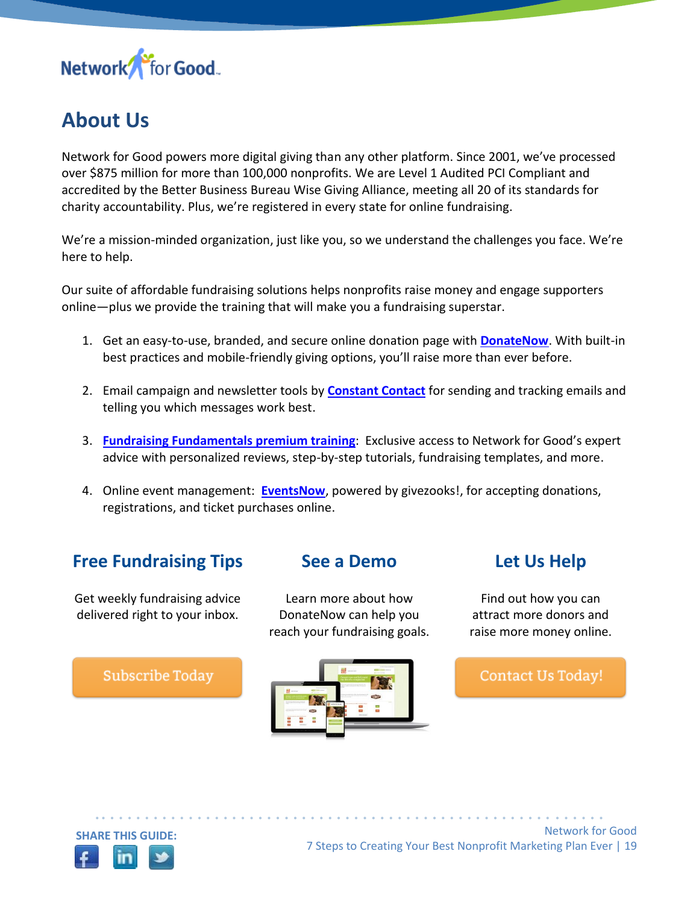# About Us

Network for Good powers more digital giving than any other platform. Since 2001, we've processed over $875 million for more than 100,000 nonprofits. We are Level 1 Audited PCI Compliant and accredited by the Better Business Bureau Wise Giving Alliance, meeting all 20 of its standards for charity accountability. Plus, we're registered in every state for online fundraising.

We're a mission-minded organization, just like you, so we understand the challenges you face. We're here to help.

Our suite of affordable fundraising solutions helps nonprofits raise money and engage supporters online—plus we provide the training that will make you a fundraising superstar.

1. Get an easy-to-use, branded, and secure online donation page with **DonateNow**. With built-in best practices and mobile-friendly giving options, you'll raise more than ever before.
2. Email campaign and newsletter tools by **Constant Contact** for sending and tracking emails and telling you which messages work best.
3. **Fundraising Fundamentals premium training**: Exclusive access to Network for Good's expert advice with personalized reviews, step-by-step tutorials, fundraising templates, and more.
4. Online event management: **EventsNow**, powered by givezooks!, for accepting donations, registrations, and ticket purchases online.

## Free Fundraising Tips

Get weekly fundraising advice delivered right to your inbox.

Subscribe Today

## See a Demo

Learn more about how DonateNow can help you reach your fundraising goals.

## Let Us Help

Find out how you can attract more donors and raise more money online.

Contact Us Today!

SHARE THIS GUIDE: